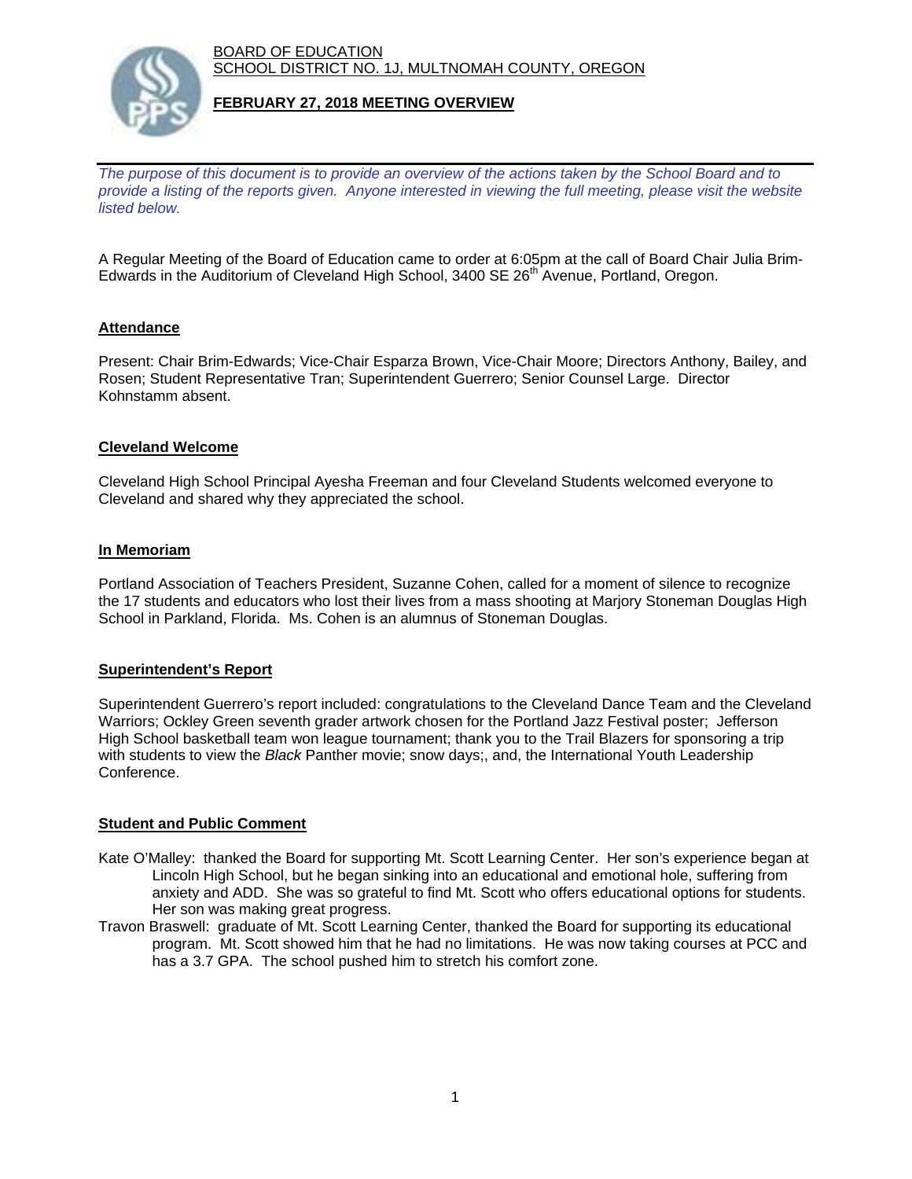BOARD OF EDUCATION
SCHOOL DISTRICT NO. 1J, MULTNOMAH COUNTY, OREGON

**FEBRUARY 27, 2018 MEETING OVERVIEW**

*The purpose of this document is to provide an overview of the actions taken by the School Board and to provide a listing of the reports given. Anyone interested in viewing the full meeting, please visit the website listed below.*

A Regular Meeting of the Board of Education came to order at 6:05pm at the call of Board Chair Julia Brim-Edwards in the Auditorium of Cleveland High School, 3400 SE 26th Avenue, Portland, Oregon.

## Attendance

Present: Chair Brim-Edwards; Vice-Chair Esparza Brown, Vice-Chair Moore; Directors Anthony, Bailey, and Rosen; Student Representative Tran; Superintendent Guerrero; Senior Counsel Large. Director Kohnstamm absent.

## Cleveland Welcome

Cleveland High School Principal Ayesha Freeman and four Cleveland Students welcomed everyone to Cleveland and shared why they appreciated the school.

## In Memoriam

Portland Association of Teachers President, Suzanne Cohen, called for a moment of silence to recognize the 17 students and educators who lost their lives from a mass shooting at Marjory Stoneman Douglas High School in Parkland, Florida. Ms. Cohen is an alumnus of Stoneman Douglas.

## Superintendent's Report

Superintendent Guerrero's report included: congratulations to the Cleveland Dance Team and the Cleveland Warriors; Ockley Green seventh grader artwork chosen for the Portland Jazz Festival poster; Jefferson High School basketball team won league tournament; thank you to the Trail Blazers for sponsoring a trip with students to view the *Black* Panther movie; snow days;, and, the International Youth Leadership Conference.

## Student and Public Comment

Kate O'Malley: thanked the Board for supporting Mt. Scott Learning Center. Her son's experience began at Lincoln High School, but he began sinking into an educational and emotional hole, suffering from anxiety and ADD. She was so grateful to find Mt. Scott who offers educational options for students. Her son was making great progress.

Travon Braswell: graduate of Mt. Scott Learning Center, thanked the Board for supporting its educational program. Mt. Scott showed him that he had no limitations. He was now taking courses at PCC and has a 3.7 GPA. The school pushed him to stretch his comfort zone.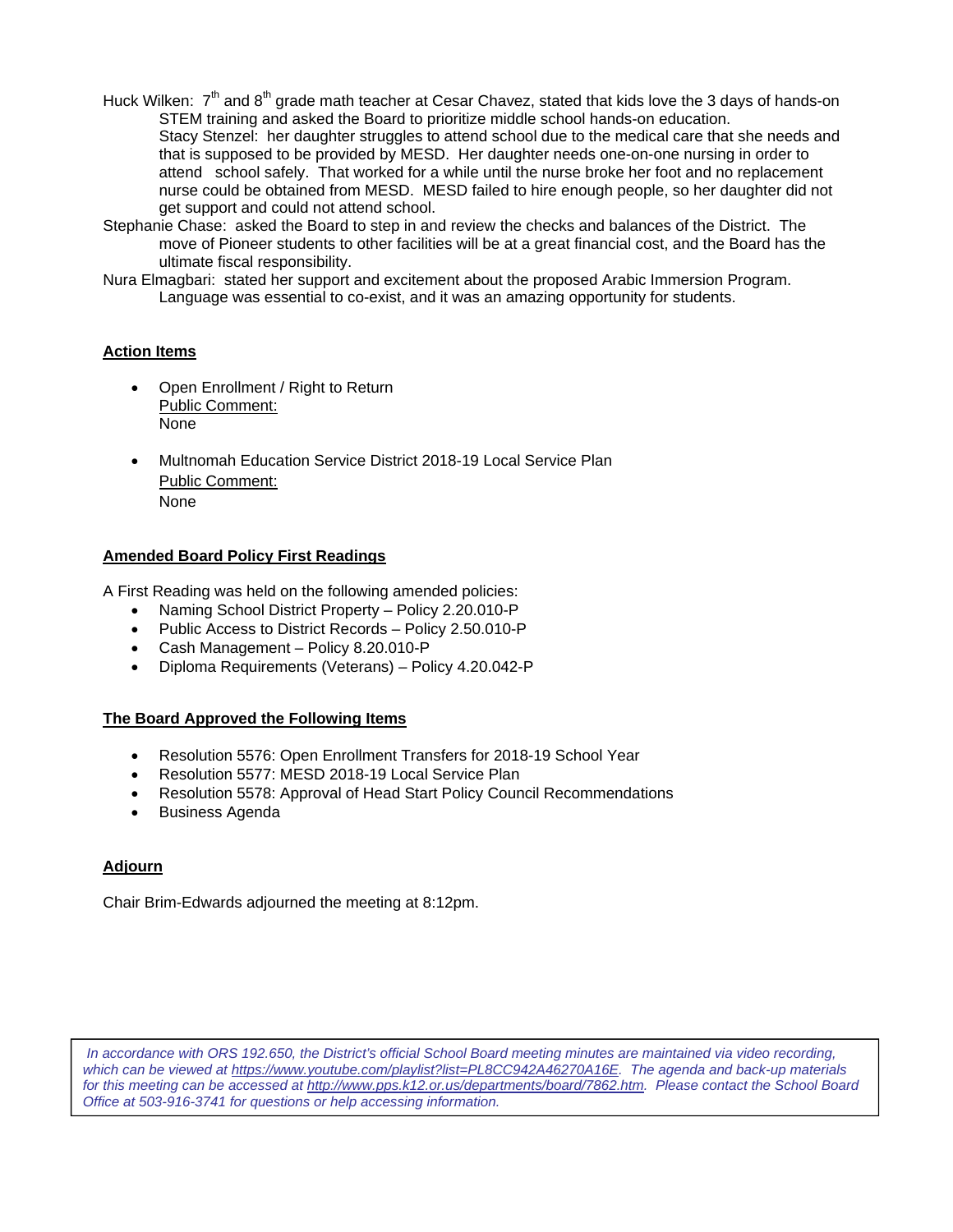Huck Wilken: 7th and 8th grade math teacher at Cesar Chavez, stated that kids love the 3 days of hands-on STEM training and asked the Board to prioritize middle school hands-on education.

Stacy Stenzel: her daughter struggles to attend school due to the medical care that she needs and that is supposed to be provided by MESD. Her daughter needs one-on-one nursing in order to attend school safely. That worked for a while until the nurse broke her foot and no replacement nurse could be obtained from MESD. MESD failed to hire enough people, so her daughter did not get support and could not attend school.

Stephanie Chase: asked the Board to step in and review the checks and balances of the District. The move of Pioneer students to other facilities will be at a great financial cost, and the Board has the ultimate fiscal responsibility.

Nura Elmagbari: stated her support and excitement about the proposed Arabic Immersion Program. Language was essential to co-exist, and it was an amazing opportunity for students.

## Action Items

- Open Enrollment / Right to Return
  Public Comment:
  None

- Multnomah Education Service District 2018-19 Local Service Plan
  Public Comment:
  None

## Amended Board Policy First Readings

A First Reading was held on the following amended policies:

- Naming School District Property – Policy 2.20.010-P
- Public Access to District Records – Policy 2.50.010-P
- Cash Management – Policy 8.20.010-P
- Diploma Requirements (Veterans) – Policy 4.20.042-P

## The Board Approved the Following Items

- Resolution 5576: Open Enrollment Transfers for 2018-19 School Year
- Resolution 5577: MESD 2018-19 Local Service Plan
- Resolution 5578: Approval of Head Start Policy Council Recommendations
- Business Agenda

## Adjourn

Chair Brim-Edwards adjourned the meeting at 8:12pm.

*In accordance with ORS 192.650, the District's official School Board meeting minutes are maintained via video recording, which can be viewed at https://www.youtube.com/playlist?list=PL8CC942A46270A16E. The agenda and back-up materials for this meeting can be accessed at http://www.pps.k12.or.us/departments/board/7862.htm. Please contact the School Board Office at 503-916-3741 for questions or help accessing information.*